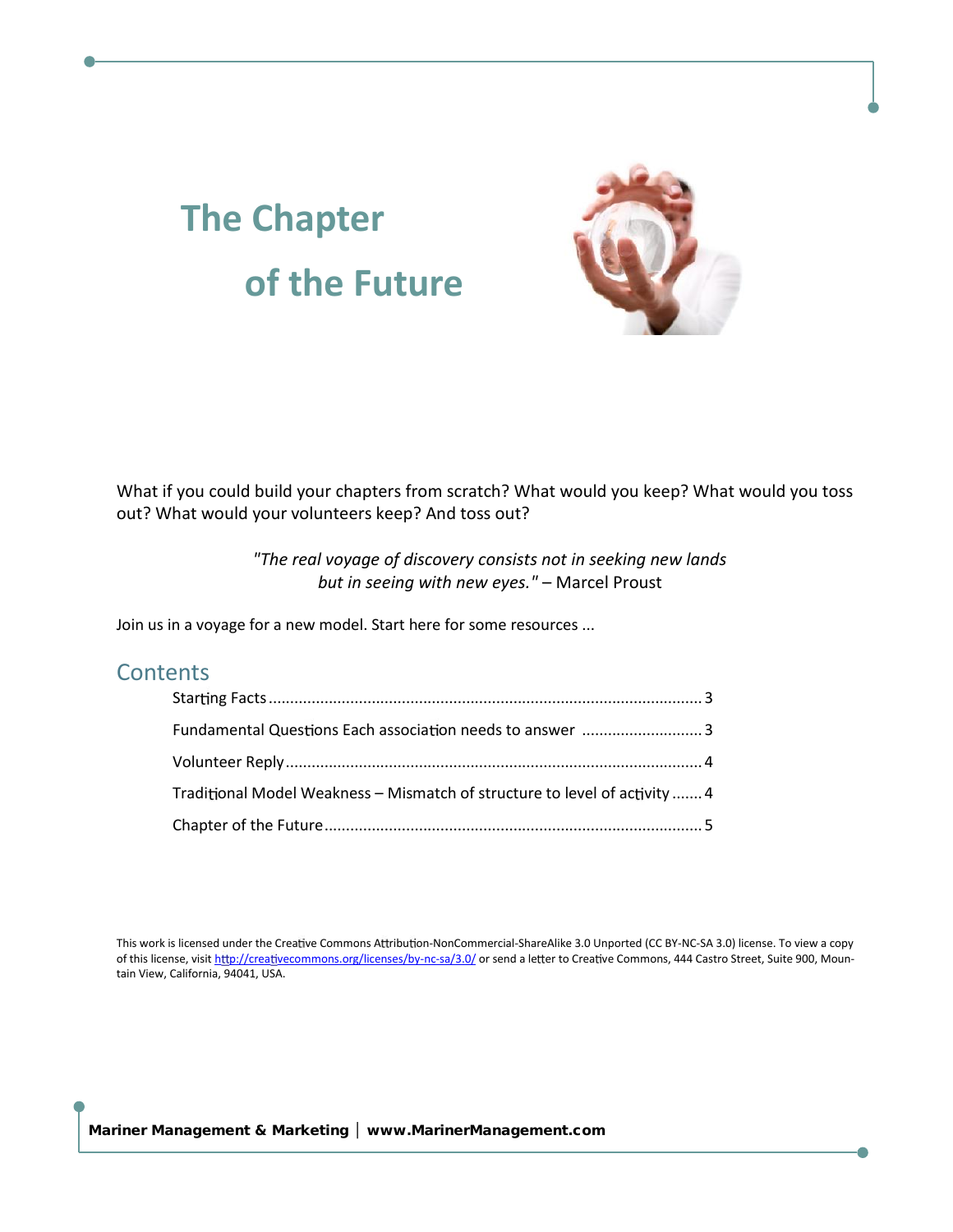# The Chapter of the Future

What if you could build your chapters from scratch? What would you keep? What would you toss out? What would your volunteers keep? And toss out?

> *"The real voyage of discovery consists not in seeking new lands but in seeing with new eyes."* – Marcel Proust

Join us in a voyage for a new model. Start here for some resources ...

## Contents

- Starting Facts ........ 3
- Fundamental Questions Each association needs to answer ........ 3
- Volunteer Reply ........ 4
- Traditional Model Weakness – Mismatch of structure to level of activity ........ 4
- Chapter of the Future ........ 5

This work is licensed under the Creative Commons Attribution-NonCommercial-ShareAlike 3.0 Unported (CC BY-NC-SA 3.0) license. To view a copy of this license, visit http://creativecommons.org/licenses/by-nc-sa/3.0/ or send a letter to Creative Commons, 444 Castro Street, Suite 900, Mountain View, California, 94041, USA.

**Mariner Management & Marketing | www.MarinerManagement.com**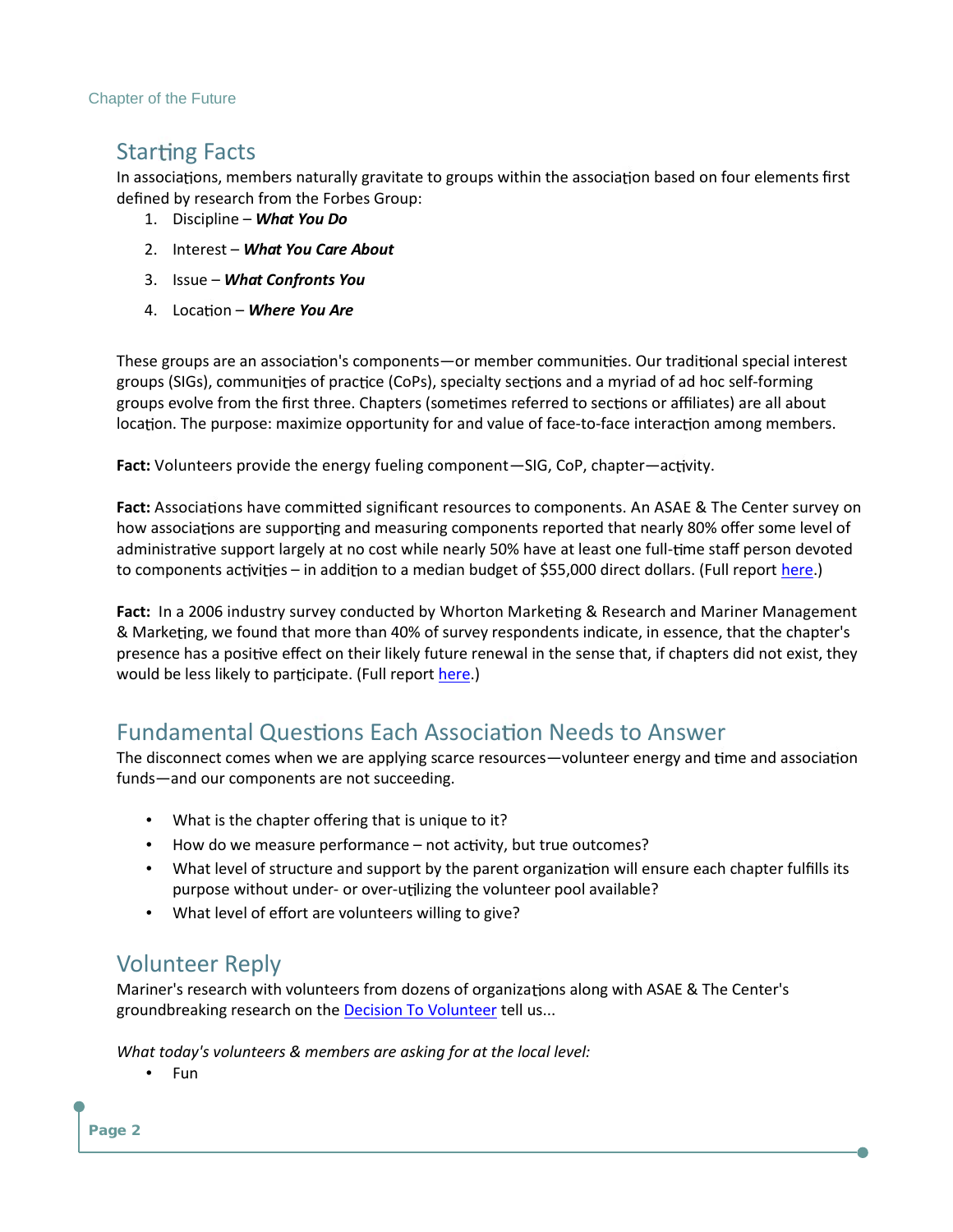## Starting Facts

In associations, members naturally gravitate to groups within the association based on four elements first defined by research from the Forbes Group:

1. Discipline – ***What You Do***
2. Interest – ***What You Care About***
3. Issue – ***What Confronts You***
4. Location – ***Where You Are***

These groups are an association's components—or member communities. Our traditional special interest groups (SIGs), communities of practice (CoPs), specialty sections and a myriad of ad hoc self-forming groups evolve from the first three. Chapters (sometimes referred to sections or affiliates) are all about location. The purpose: maximize opportunity for and value of face-to-face interaction among members.

**Fact:** Volunteers provide the energy fueling component—SIG, CoP, chapter—activity.

**Fact:** Associations have committed significant resources to components. An ASAE & The Center survey on how associations are supporting and measuring components reported that nearly 80% offer some level of administrative support largely at no cost while nearly 50% have at least one full-time staff person devoted to components activities – in addition to a median budget of $55,000 direct dollars. (Full report here.)

**Fact:** In a 2006 industry survey conducted by Whorton Marketing & Research and Mariner Management & Marketing, we found that more than 40% of survey respondents indicate, in essence, that the chapter's presence has a positive effect on their likely future renewal in the sense that, if chapters did not exist, they would be less likely to participate. (Full report here.)

## Fundamental Questions Each Association Needs to Answer

The disconnect comes when we are applying scarce resources—volunteer energy and time and association funds—and our components are not succeeding.

- What is the chapter offering that is unique to it?
- How do we measure performance – not activity, but true outcomes?
- What level of structure and support by the parent organization will ensure each chapter fulfills its purpose without under- or over-utilizing the volunteer pool available?
- What level of effort are volunteers willing to give?

## Volunteer Reply

Mariner's research with volunteers from dozens of organizations along with ASAE & The Center's groundbreaking research on the Decision To Volunteer tell us...

*What today's volunteers & members are asking for at the local level:*

- Fun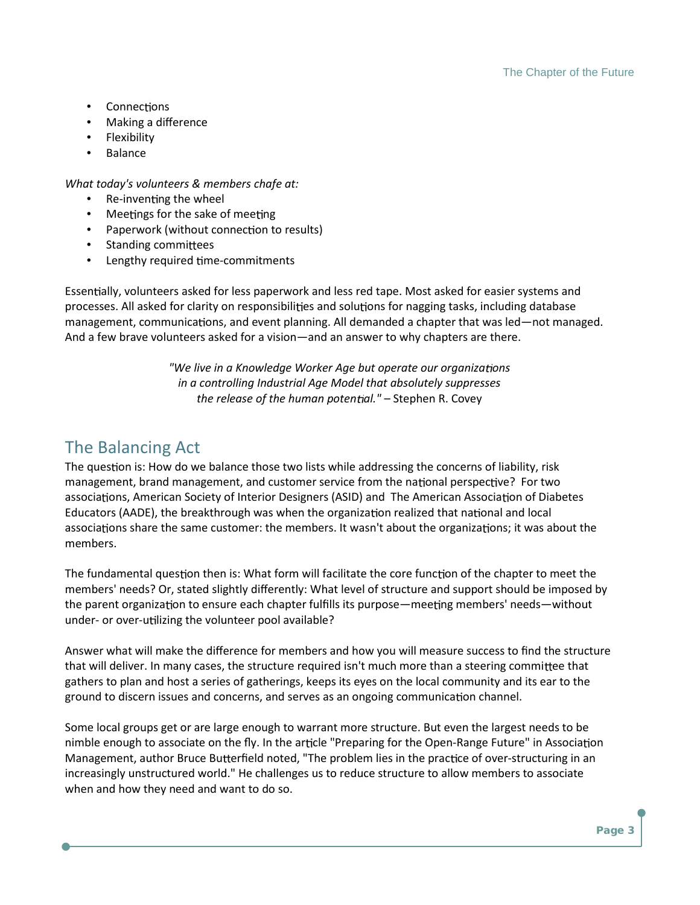- Connections
- Making a difference
- Flexibility
- Balance

*What today's volunteers & members chafe at:*

- Re-inventing the wheel
- Meetings for the sake of meeting
- Paperwork (without connection to results)
- Standing committees
- Lengthy required time-commitments

Essentially, volunteers asked for less paperwork and less red tape. Most asked for easier systems and processes. All asked for clarity on responsibilities and solutions for nagging tasks, including database management, communications, and event planning. All demanded a chapter that was led—not managed. And a few brave volunteers asked for a vision—and an answer to why chapters are there.

> *"We live in a Knowledge Worker Age but operate our organizations in a controlling Industrial Age Model that absolutely suppresses the release of the human potential."* – Stephen R. Covey

## The Balancing Act

The question is: How do we balance those two lists while addressing the concerns of liability, risk management, brand management, and customer service from the national perspective? For two associations, American Society of Interior Designers (ASID) and The American Association of Diabetes Educators (AADE), the breakthrough was when the organization realized that national and local associations share the same customer: the members. It wasn't about the organizations; it was about the members.

The fundamental question then is: What form will facilitate the core function of the chapter to meet the members' needs? Or, stated slightly differently: What level of structure and support should be imposed by the parent organization to ensure each chapter fulfills its purpose—meeting members' needs—without under- or over-utilizing the volunteer pool available?

Answer what will make the difference for members and how you will measure success to find the structure that will deliver. In many cases, the structure required isn't much more than a steering committee that gathers to plan and host a series of gatherings, keeps its eyes on the local community and its ear to the ground to discern issues and concerns, and serves as an ongoing communication channel.

Some local groups get or are large enough to warrant more structure. But even the largest needs to be nimble enough to associate on the fly. In the article "Preparing for the Open-Range Future" in Association Management, author Bruce Butterfield noted, "The problem lies in the practice of over-structuring in an increasingly unstructured world." He challenges us to reduce structure to allow members to associate when and how they need and want to do so.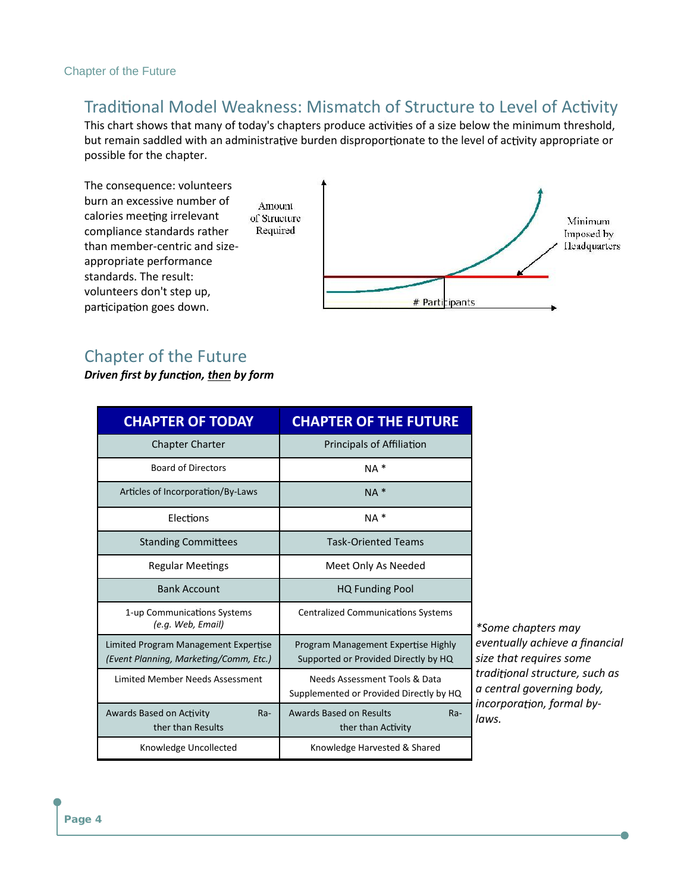## Traditional Model Weakness: Mismatch of Structure to Level of Activity

This chart shows that many of today's chapters produce activities of a size below the minimum threshold, but remain saddled with an administrative burden disproportionate to the level of activity appropriate or possible for the chapter.

The consequence: volunteers burn an excessive number of calories meeting irrelevant compliance standards rather than member-centric and size-appropriate performance standards. The result: volunteers don't step up, participation goes down.

Amount of Structure Required

Minimum Imposed by Headquarters

# Participants

## Chapter of the Future

***Driven first by function, <u>then</u> by form***

| CHAPTER OF TODAY | CHAPTER OF THE FUTURE |
|---|---|
| Chapter Charter | Principals of Affiliation |
| Board of Directors | NA * |
| Articles of Incorporation/By-Laws | NA * |
| Elections | NA * |
| Standing Committees | Task-Oriented Teams |
| Regular Meetings | Meet Only As Needed |
| Bank Account | HQ Funding Pool |
| 1-up Communications Systems *(e.g. Web, Email)* | Centralized Communications Systems |
| Limited Program Management Expertise *(Event Planning, Marketing/Comm, Etc.)* | Program Management Expertise Highly Supported or Provided Directly by HQ |
| Limited Member Needs Assessment | Needs Assessment Tools & Data Supplemented or Provided Directly by HQ |
| Awards Based on Activity Rather than Results | Awards Based on Results Rather than Activity |
| Knowledge Uncollected | Knowledge Harvested & Shared |

**Some chapters may eventually achieve a financial size that requires some traditional structure, such as a central governing body, incorporation, formal by-laws.*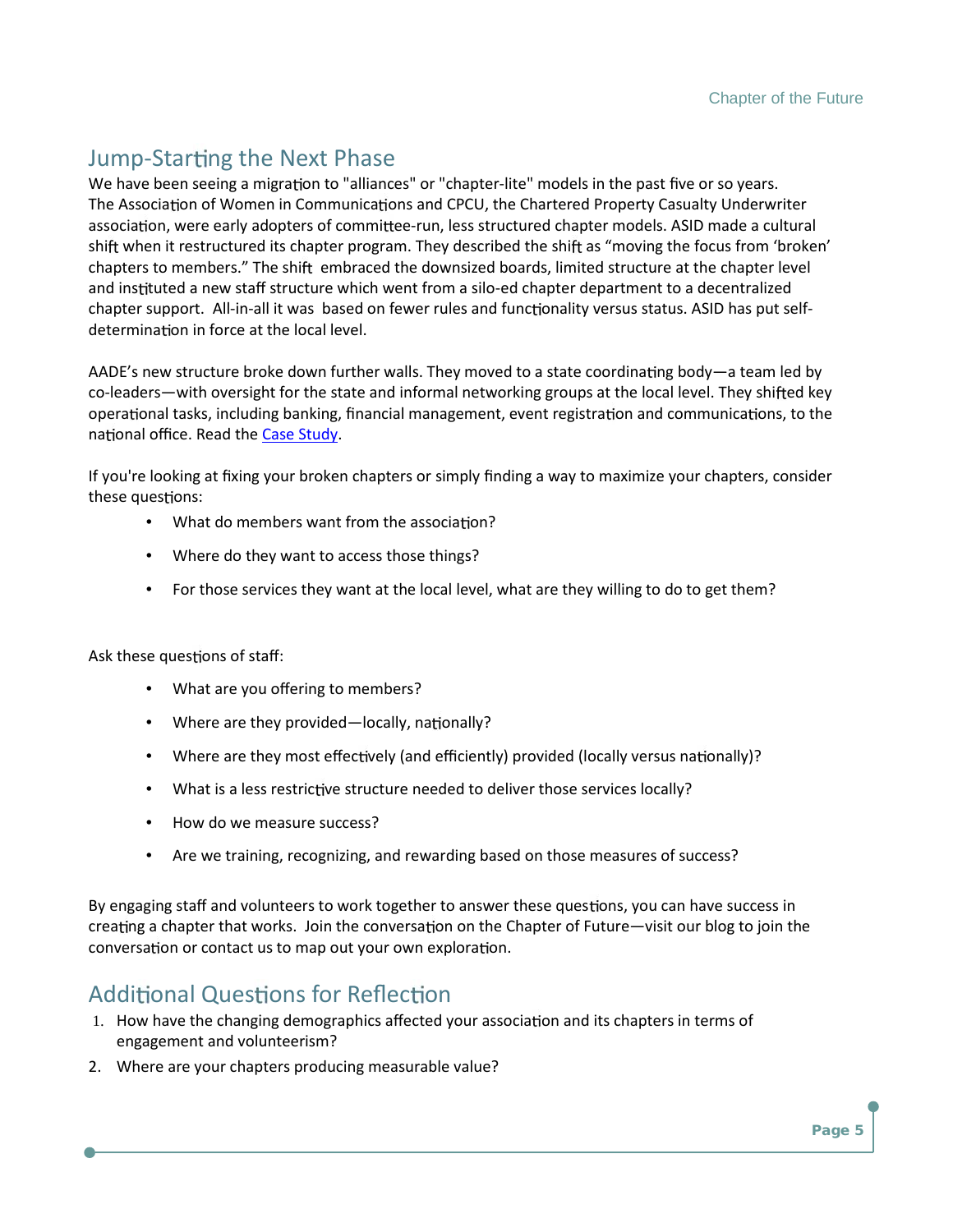## Jump-Starting the Next Phase

We have been seeing a migration to "alliances" or "chapter-lite" models in the past five or so years. The Association of Women in Communications and CPCU, the Chartered Property Casualty Underwriter association, were early adopters of committee-run, less structured chapter models. ASID made a cultural shift when it restructured its chapter program. They described the shift as "moving the focus from 'broken' chapters to members." The shift embraced the downsized boards, limited structure at the chapter level and instituted a new staff structure which went from a silo-ed chapter department to a decentralized chapter support. All-in-all it was based on fewer rules and functionality versus status. ASID has put self-determination in force at the local level.

AADE's new structure broke down further walls. They moved to a state coordinating body—a team led by co-leaders—with oversight for the state and informal networking groups at the local level. They shifted key operational tasks, including banking, financial management, event registration and communications, to the national office. Read the Case Study.

If you're looking at fixing your broken chapters or simply finding a way to maximize your chapters, consider these questions:

- What do members want from the association?
- Where do they want to access those things?
- For those services they want at the local level, what are they willing to do to get them?

Ask these questions of staff:

- What are you offering to members?
- Where are they provided—locally, nationally?
- Where are they most effectively (and efficiently) provided (locally versus nationally)?
- What is a less restrictive structure needed to deliver those services locally?
- How do we measure success?
- Are we training, recognizing, and rewarding based on those measures of success?

By engaging staff and volunteers to work together to answer these questions, you can have success in creating a chapter that works. Join the conversation on the Chapter of Future—visit our blog to join the conversation or contact us to map out your own exploration.

## Additional Questions for Reflection

1. How have the changing demographics affected your association and its chapters in terms of engagement and volunteerism?
2. Where are your chapters producing measurable value?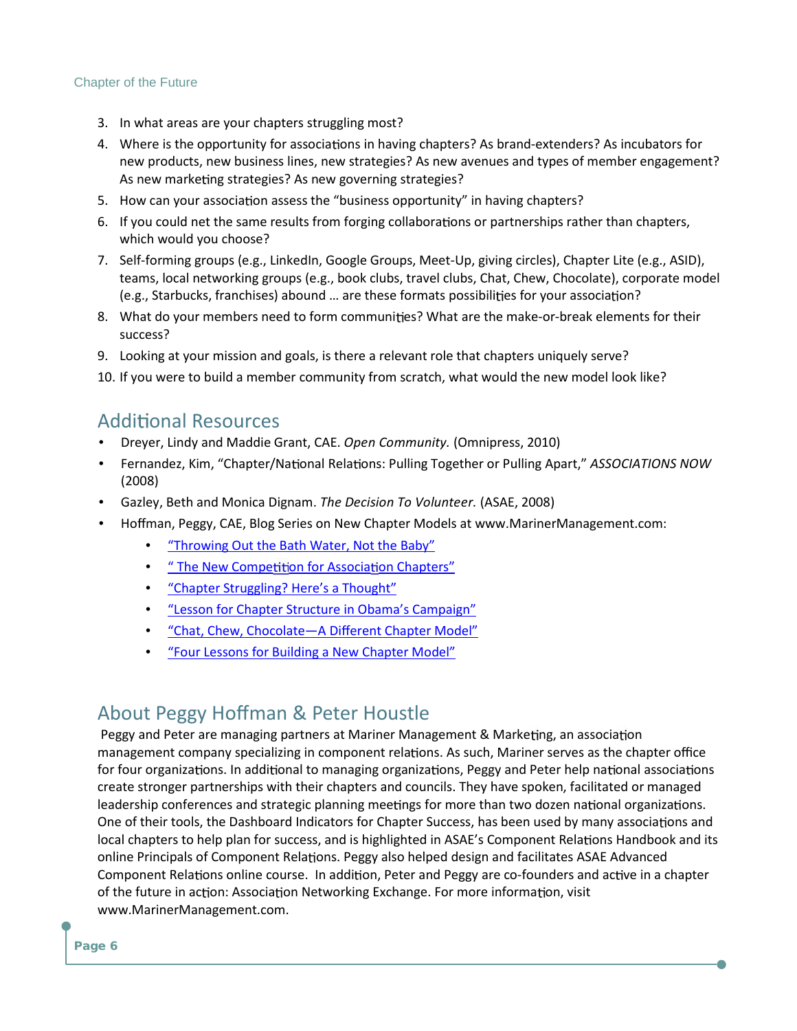3. In what areas are your chapters struggling most?
4. Where is the opportunity for associations in having chapters? As brand-extenders? As incubators for new products, new business lines, new strategies? As new avenues and types of member engagement? As new marketing strategies? As new governing strategies?
5. How can your association assess the "business opportunity" in having chapters?
6. If you could net the same results from forging collaborations or partnerships rather than chapters, which would you choose?
7. Self-forming groups (e.g., LinkedIn, Google Groups, Meet-Up, giving circles), Chapter Lite (e.g., ASID), teams, local networking groups (e.g., book clubs, travel clubs, Chat, Chew, Chocolate), corporate model (e.g., Starbucks, franchises) abound … are these formats possibilities for your association?
8. What do your members need to form communities? What are the make-or-break elements for their success?
9. Looking at your mission and goals, is there a relevant role that chapters uniquely serve?
10. If you were to build a member community from scratch, what would the new model look like?

## Additional Resources

- Dreyer, Lindy and Maddie Grant, CAE. *Open Community.* (Omnipress, 2010)
- Fernandez, Kim, "Chapter/National Relations: Pulling Together or Pulling Apart," *ASSOCIATIONS NOW* (2008)
- Gazley, Beth and Monica Dignam. *The Decision To Volunteer.* (ASAE, 2008)
- Hoffman, Peggy, CAE, Blog Series on New Chapter Models at www.MarinerManagement.com:
  - "Throwing Out the Bath Water, Not the Baby"
  - " The New Competition for Association Chapters"
  - "Chapter Struggling? Here's a Thought"
  - "Lesson for Chapter Structure in Obama's Campaign"
  - "Chat, Chew, Chocolate—A Different Chapter Model"
  - "Four Lessons for Building a New Chapter Model"

## About Peggy Hoffman & Peter Houstle

Peggy and Peter are managing partners at Mariner Management & Marketing, an association management company specializing in component relations. As such, Mariner serves as the chapter office for four organizations. In additional to managing organizations, Peggy and Peter help national associations create stronger partnerships with their chapters and councils. They have spoken, facilitated or managed leadership conferences and strategic planning meetings for more than two dozen national organizations. One of their tools, the Dashboard Indicators for Chapter Success, has been used by many associations and local chapters to help plan for success, and is highlighted in ASAE's Component Relations Handbook and its online Principals of Component Relations. Peggy also helped design and facilitates ASAE Advanced Component Relations online course. In addition, Peter and Peggy are co-founders and active in a chapter of the future in action: Association Networking Exchange. For more information, visit www.MarinerManagement.com.